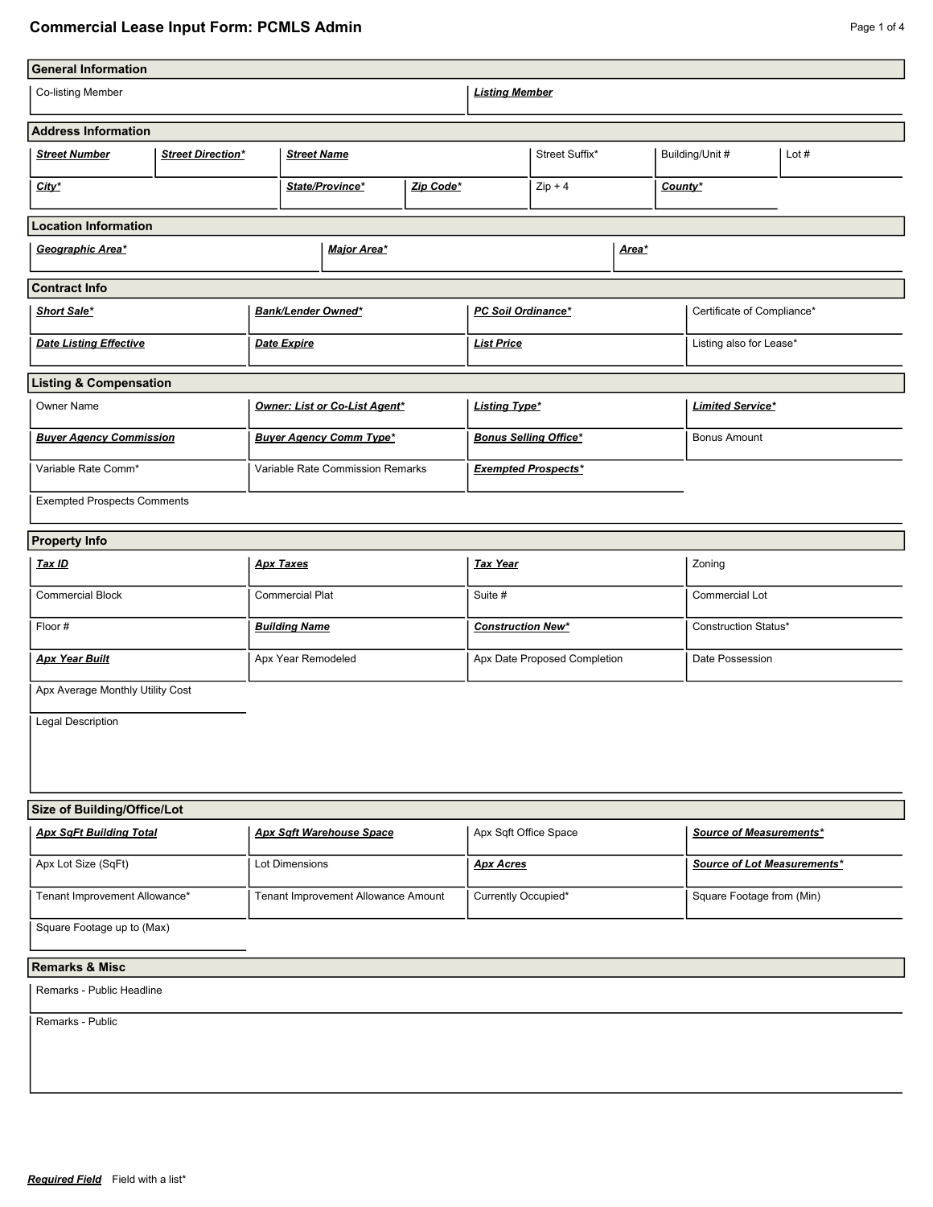# Commercial Lease Input Form: PCMLS Admin

## General Information

| Co-listing Member | ***Listing Member*** |
|---|---|
| | |

## Address Information

| ***Street Number*** | ***Street Direction**** | ***Street Name*** | Street Suffix* | Building/Unit # | Lot # |
|---|---|---|---|---|---|
| | | | | | |

| ***City**** | ***State/Province**** | ***Zip Code**** | Zip + 4 | ***County**** |
|---|---|---|---|---|
| | | | | |

## Location Information

| ***Geographic Area**** | ***Major Area**** | ***Area**** |
|---|---|---|
| | | |

## Contract Info

| ***Short Sale**** | ***Bank/Lender Owned**** | ***PC Soil Ordinance**** | Certificate of Compliance* |
|---|---|---|---|
| | | | |
| ***Date Listing Effective*** | ***Date Expire*** | ***List Price*** | Listing also for Lease* |
| | | | |

## Listing & Compensation

| Owner Name | ***Owner: List or Co-List Agent**** | ***Listing Type**** | ***Limited Service**** |
|---|---|---|---|
| | | | |
| ***Buyer Agency Commission*** | ***Buyer Agency Comm Type**** | ***Bonus Selling Office**** | Bonus Amount |
| | | | |
| Variable Rate Comm* | Variable Rate Commission Remarks | ***Exempted Prospects**** | |
| | | | |

Exempted Prospects Comments

## Property Info

| ***Tax ID*** | ***Apx Taxes*** | ***Tax Year*** | Zoning |
|---|---|---|---|
| | | | |
| Commercial Block | Commercial Plat | Suite # | Commercial Lot |
| | | | |
| Floor # | ***Building Name*** | ***Construction New**** | Construction Status* |
| | | | |
| ***Apx Year Built*** | Apx Year Remodeled | Apx Date Proposed Completion | Date Possession |
| | | | |
| Apx Average Monthly Utility Cost | | | |

Legal Description

## Size of Building/Office/Lot

| ***Apx SqFt Building Total*** | ***Apx Sqft Warehouse Space*** | Apx Sqft Office Space | ***Source of Measurements**** |
|---|---|---|---|
| | | | |
| Apx Lot Size (SqFt) | Lot Dimensions | ***Apx Acres*** | ***Source of Lot Measurements**** |
| | | | |
| Tenant Improvement Allowance* | Tenant Improvement Allowance Amount | Currently Occupied* | Square Footage from (Min) |
| | | | |
| Square Footage up to (Max) | | | |

## Remarks & Misc

Remarks - Public Headline

Remarks - Public

***Required Field*** Field with a list*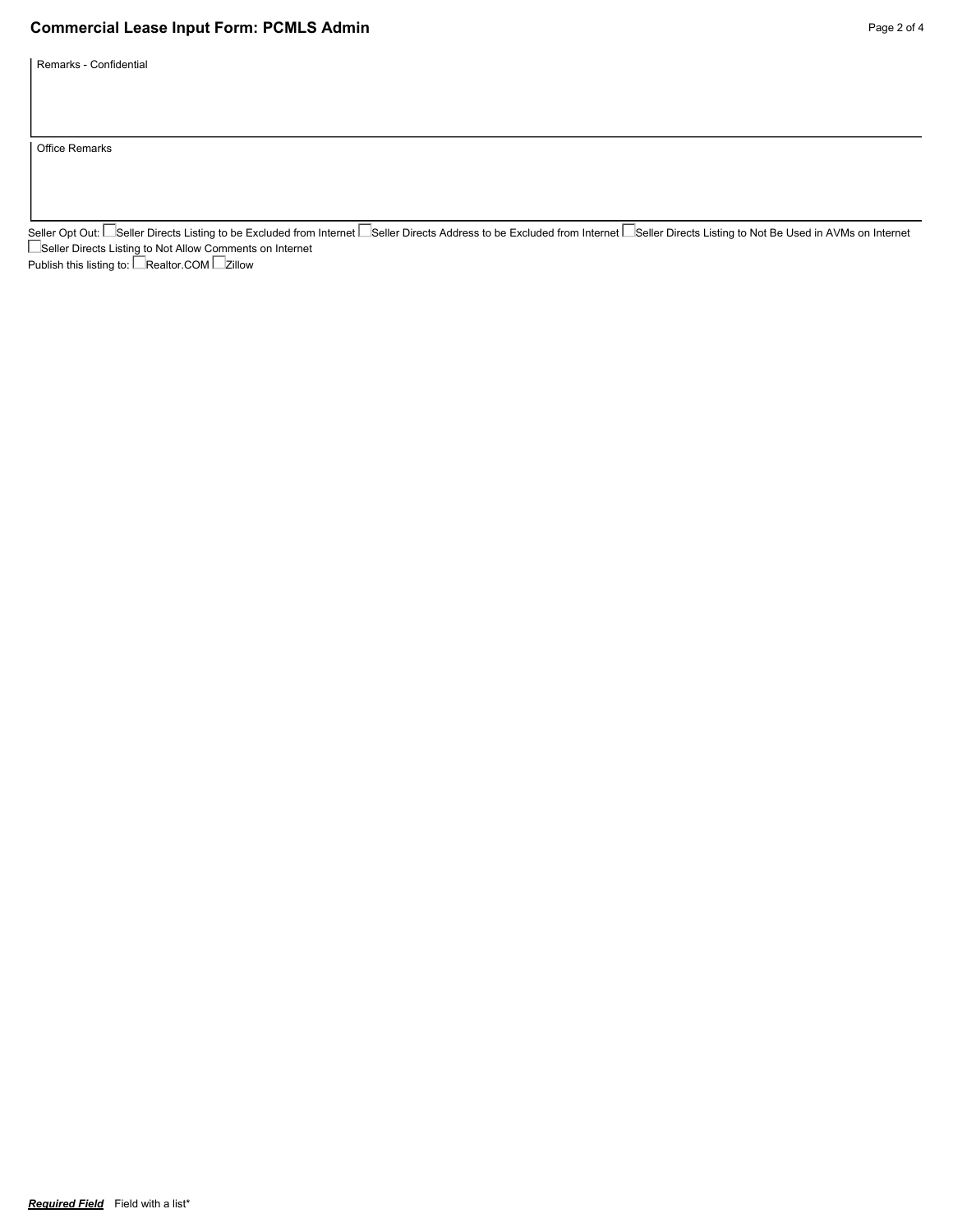# Commercial Lease Input Form: PCMLS Admin

Remarks - Confidential

Office Remarks

Seller Opt Out: ☐ Seller Directs Listing to be Excluded from Internet ☐ Seller Directs Address to be Excluded from Internet ☐ Seller Directs Listing to Not Be Used in AVMs on Internet ☐ Seller Directs Listing to Not Allow Comments on Internet

Publish this listing to: ☐ Realtor.COM ☐ Zillow

***Required Field*** Field with a list*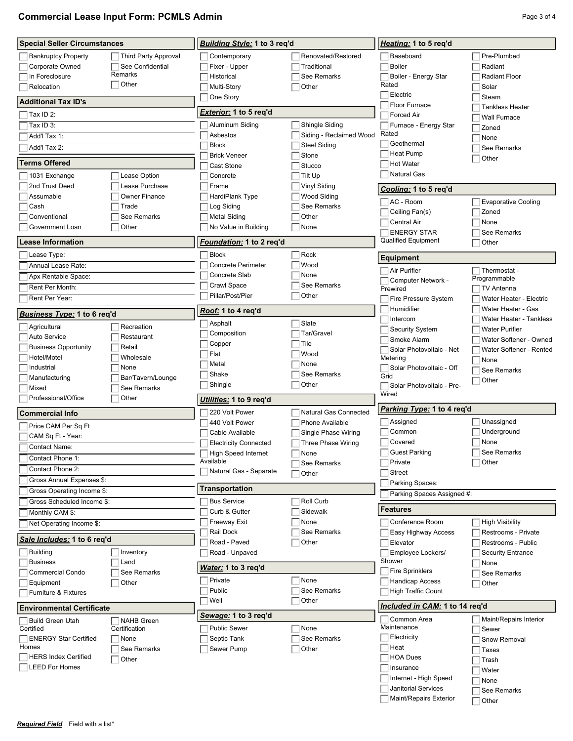# Commercial Lease Input Form: PCMLS Admin

## Special Seller Circumstances

- [ ] Bankruptcy Property
- [ ] Corporate Owned
- [ ] In Foreclosure
- [ ] Relocation
- [ ] Third Party Approval
- [ ] See Confidential Remarks
- [ ] Other

## Additional Tax ID's

- [ ] Tax ID 2:
- [ ] Tax ID 3:
- [ ] Add'l Tax 1:
- [ ] Add'l Tax 2:

## Terms Offered

- [ ] 1031 Exchange
- [ ] 2nd Trust Deed
- [ ] Assumable
- [ ] Cash
- [ ] Conventional
- [ ] Government Loan
- [ ] Lease Option
- [ ] Lease Purchase
- [ ] Owner Finance
- [ ] Trade
- [ ] See Remarks
- [ ] Other

## Lease Information

- [ ] Lease Type:
- [ ] Annual Lease Rate:
- [ ] Apx Rentable Space:
- [ ] Rent Per Month:
- [ ] Rent Per Year:

## ***Business Type:*** 1 to 6 req'd

- [ ] Agricultural
- [ ] Auto Service
- [ ] Business Opportunity
- [ ] Hotel/Motel
- [ ] Industrial
- [ ] Manufacturing
- [ ] Mixed
- [ ] Professional/Office
- [ ] Recreation
- [ ] Restaurant
- [ ] Retail
- [ ] Wholesale
- [ ] None
- [ ] Bar/Tavern/Lounge
- [ ] See Remarks
- [ ] Other

## Commercial Info

- [ ] Price CAM Per Sq Ft
- [ ] CAM Sq Ft - Year:
- [ ] Contact Name:
- [ ] Contact Phone 1:
- [ ] Contact Phone 2:
- [ ] Gross Annual Expenses $:
- [ ] Gross Operating Income $:
- [ ] Gross Scheduled Income $:
- [ ] Monthly CAM $:
- [ ] Net Operating Income $:

## ***Sale Includes:*** 1 to 6 req'd

- [ ] Building
- [ ] Business
- [ ] Commercial Condo
- [ ] Equipment
- [ ] Furniture & Fixtures
- [ ] Inventory
- [ ] Land
- [ ] See Remarks
- [ ] Other

## Environmental Certificate

- [ ] Build Green Utah Certified
- [ ] ENERGY Star Certified Homes
- [ ] HERS Index Certified
- [ ] LEED For Homes
- [ ] NAHB Green Certification
- [ ] None
- [ ] See Remarks
- [ ] Other

## ***Building Style:*** 1 to 3 req'd

- [ ] Contemporary
- [ ] Fixer - Upper
- [ ] Historical
- [ ] Multi-Story
- [ ] One Story
- [ ] Renovated/Restored
- [ ] Traditional
- [ ] See Remarks
- [ ] Other

## ***Exterior:*** 1 to 5 req'd

- [ ] Aluminum Siding
- [ ] Asbestos
- [ ] Block
- [ ] Brick Veneer
- [ ] Cast Stone
- [ ] Concrete
- [ ] Frame
- [ ] HardiPlank Type
- [ ] Log Siding
- [ ] Metal Siding
- [ ] No Value in Building
- [ ] Shingle Siding
- [ ] Siding - Reclaimed Wood
- [ ] Steel Siding
- [ ] Stone
- [ ] Stucco
- [ ] Tilt Up
- [ ] Vinyl Siding
- [ ] Wood Siding
- [ ] See Remarks
- [ ] Other
- [ ] None

## ***Foundation:*** 1 to 2 req'd

- [ ] Block
- [ ] Concrete Perimeter
- [ ] Concrete Slab
- [ ] Crawl Space
- [ ] Pillar/Post/Pier
- [ ] Rock
- [ ] Wood
- [ ] None
- [ ] See Remarks
- [ ] Other

## ***Roof:*** 1 to 4 req'd

- [ ] Asphalt
- [ ] Composition
- [ ] Copper
- [ ] Flat
- [ ] Metal
- [ ] Shake
- [ ] Shingle
- [ ] Slate
- [ ] Tar/Gravel
- [ ] Tile
- [ ] Wood
- [ ] None
- [ ] See Remarks
- [ ] Other

## ***Utilities:*** 1 to 9 req'd

- [ ] 220 Volt Power
- [ ] 440 Volt Power
- [ ] Cable Available
- [ ] Electricity Connected
- [ ] High Speed Internet Available
- [ ] Natural Gas - Separate
- [ ] Natural Gas Connected
- [ ] Phone Available
- [ ] Single Phase Wiring
- [ ] Three Phase Wiring
- [ ] None
- [ ] See Remarks
- [ ] Other

## Transportation

- [ ] Bus Service
- [ ] Curb & Gutter
- [ ] Freeway Exit
- [ ] Rail Dock
- [ ] Road - Paved
- [ ] Road - Unpaved
- [ ] Roll Curb
- [ ] Sidewalk
- [ ] None
- [ ] See Remarks
- [ ] Other

## ***Water:*** 1 to 3 req'd

- [ ] Private
- [ ] Public
- [ ] Well
- [ ] None
- [ ] See Remarks
- [ ] Other

## ***Sewage:*** 1 to 3 req'd

- [ ] Public Sewer
- [ ] Septic Tank
- [ ] Sewer Pump
- [ ] None
- [ ] See Remarks
- [ ] Other

## ***Heating:*** 1 to 5 req'd

- [ ] Baseboard
- [ ] Boiler
- [ ] Boiler - Energy Star Rated
- [ ] Electric
- [ ] Floor Furnace
- [ ] Forced Air
- [ ] Furnace - Energy Star Rated
- [ ] Geothermal
- [ ] Heat Pump
- [ ] Hot Water
- [ ] Natural Gas
- [ ] Pre-Plumbed
- [ ] Radiant
- [ ] Radiant Floor
- [ ] Solar
- [ ] Steam
- [ ] Tankless Heater
- [ ] Wall Furnace
- [ ] Zoned
- [ ] None
- [ ] See Remarks
- [ ] Other

## ***Cooling:*** 1 to 5 req'd

- [ ] AC - Room
- [ ] Ceiling Fan(s)
- [ ] Central Air
- [ ] ENERGY STAR Qualified Equipment
- [ ] Evaporative Cooling
- [ ] Zoned
- [ ] None
- [ ] See Remarks
- [ ] Other

## Equipment

- [ ] Air Purifier
- [ ] Computer Network - Prewired
- [ ] Fire Pressure System
- [ ] Humidifier
- [ ] Intercom
- [ ] Security System
- [ ] Smoke Alarm
- [ ] Solar Photovoltaic - Net Metering
- [ ] Solar Photovoltaic - Off Grid
- [ ] Solar Photovoltaic - Pre-Wired
- [ ] Thermostat - Programmable
- [ ] TV Antenna
- [ ] Water Heater - Electric
- [ ] Water Heater - Gas
- [ ] Water Heater - Tankless
- [ ] Water Purifier
- [ ] Water Softener - Owned
- [ ] Water Softener - Rented
- [ ] None
- [ ] See Remarks
- [ ] Other

## ***Parking Type:*** 1 to 4 req'd

- [ ] Assigned
- [ ] Common
- [ ] Covered
- [ ] Guest Parking
- [ ] Private
- [ ] Street
- [ ] Unassigned
- [ ] Underground
- [ ] None
- [ ] See Remarks
- [ ] Other
- [ ] Parking Spaces:
- [ ] Parking Spaces Assigned #:

## Features

- [ ] Conference Room
- [ ] Easy Highway Access
- [ ] Elevator
- [ ] Employee Lockers/ Shower
- [ ] Fire Sprinklers
- [ ] Handicap Access
- [ ] High Traffic Count
- [ ] High Visibility
- [ ] Restrooms - Private
- [ ] Restrooms - Public
- [ ] Security Entrance
- [ ] None
- [ ] See Remarks
- [ ] Other

## ***Included in CAM:*** 1 to 14 req'd

- [ ] Common Area Maintenance
- [ ] Electricity
- [ ] Heat
- [ ] HOA Dues
- [ ] Insurance
- [ ] Internet - High Speed
- [ ] Janitorial Services
- [ ] Maint/Repairs Exterior
- [ ] Maint/Repairs Interior
- [ ] Sewer
- [ ] Snow Removal
- [ ] Taxes
- [ ] Trash
- [ ] Water
- [ ] None
- [ ] See Remarks
- [ ] Other

***Required Field*** Field with a list*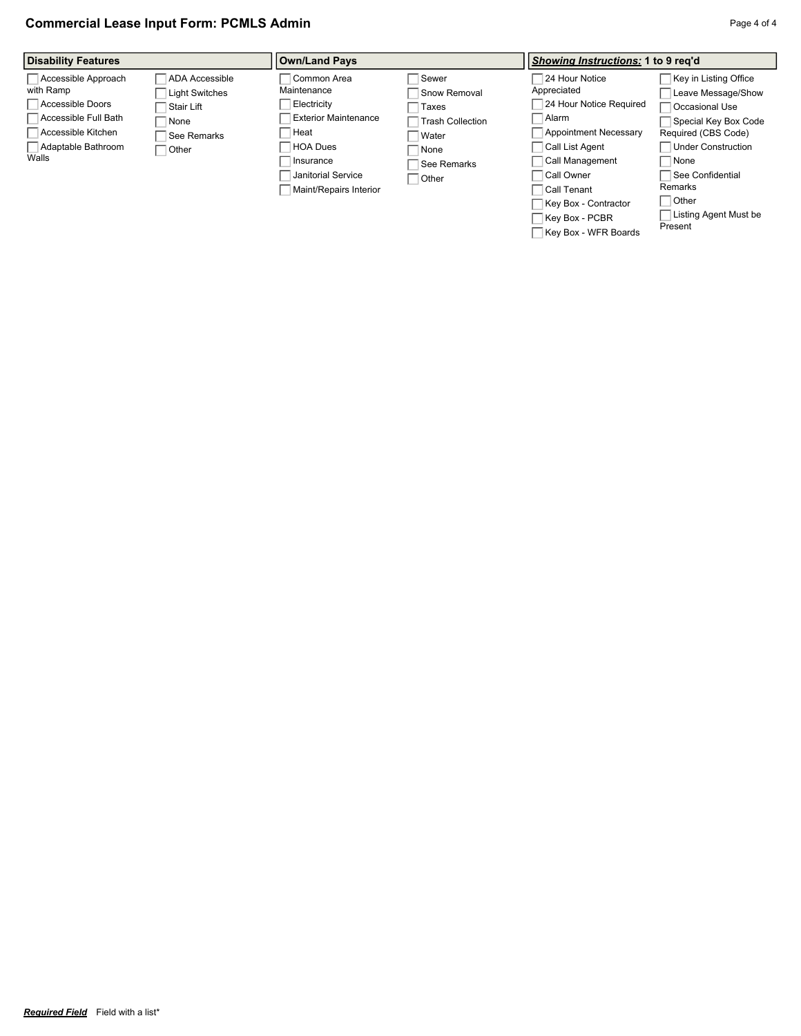## Disability Features

- [ ] Accessible Approach with Ramp
- [ ] Accessible Doors
- [ ] Accessible Full Bath
- [ ] Accessible Kitchen
- [ ] Adaptable Bathroom Walls
- [ ] ADA Accessible Light Switches
- [ ] Stair Lift
- [ ] None
- [ ] See Remarks
- [ ] Other

## Own/Land Pays

- [ ] Common Area Maintenance
- [ ] Electricity
- [ ] Exterior Maintenance
- [ ] Heat
- [ ] HOA Dues
- [ ] Insurance
- [ ] Janitorial Service
- [ ] Maint/Repairs Interior
- [ ] Sewer
- [ ] Snow Removal
- [ ] Taxes
- [ ] Trash Collection
- [ ] Water
- [ ] None
- [ ] See Remarks
- [ ] Other

## ***Showing Instructions:*** 1 to 9 req'd

- [ ] 24 Hour Notice Appreciated
- [ ] 24 Hour Notice Required
- [ ] Alarm
- [ ] Appointment Necessary
- [ ] Call List Agent
- [ ] Call Management
- [ ] Call Owner
- [ ] Call Tenant
- [ ] Key Box - Contractor
- [ ] Key Box - PCBR
- [ ] Key Box - WFR Boards
- [ ] Key in Listing Office
- [ ] Leave Message/Show
- [ ] Occasional Use
- [ ] Special Key Box Code Required (CBS Code)
- [ ] Under Construction
- [ ] None
- [ ] See Confidential Remarks
- [ ] Other
- [ ] Listing Agent Must be Present

***Required Field*** Field with a list*